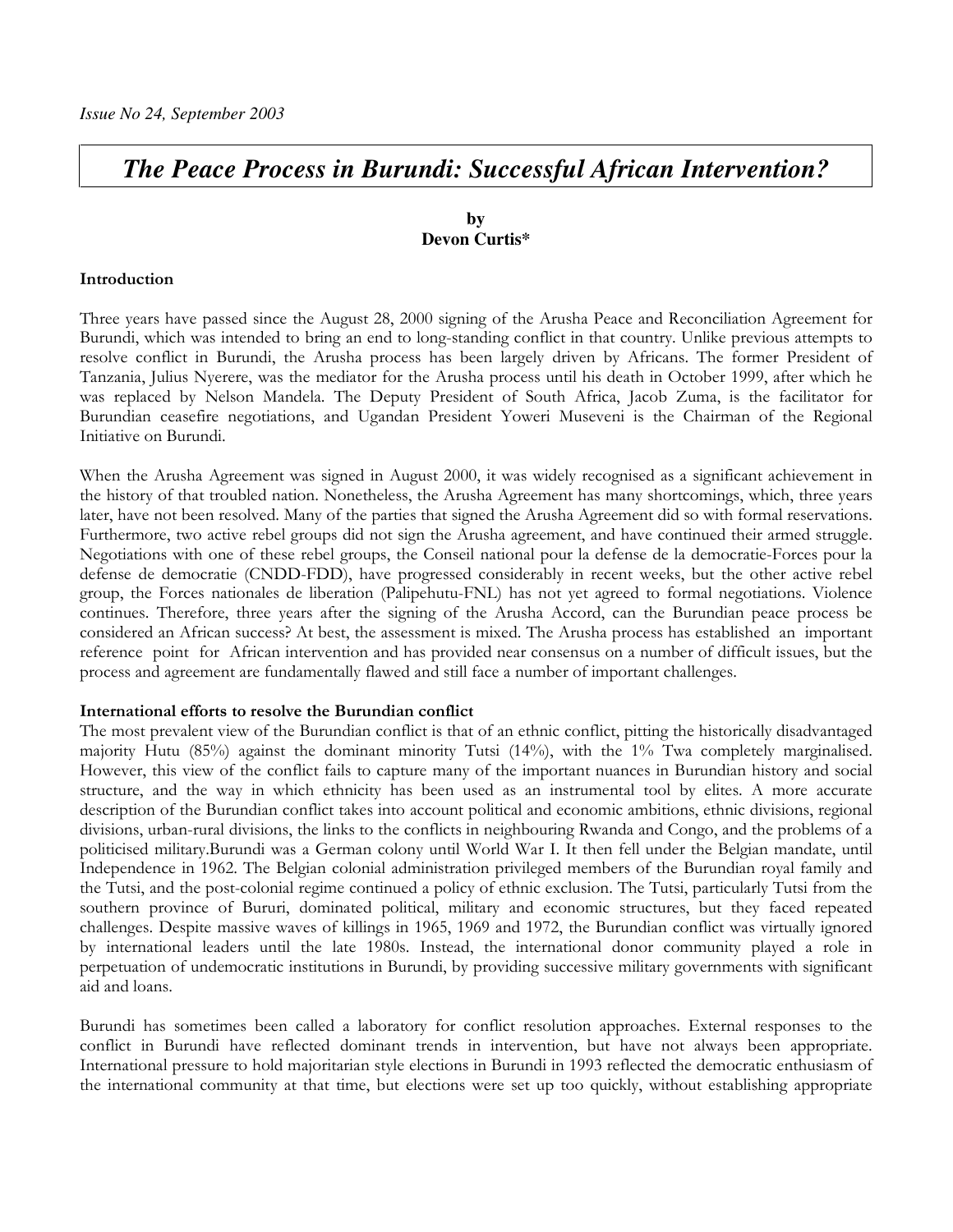*Issue No 24, September 2003*

# *The Peace Process in Burundi: Successful African Intervention?*

**by**
**Devon Curtis***

**Introduction**

Three years have passed since the August 28, 2000 signing of the Arusha Peace and Reconciliation Agreement for Burundi, which was intended to bring an end to long-standing conflict in that country. Unlike previous attempts to resolve conflict in Burundi, the Arusha process has been largely driven by Africans. The former President of Tanzania, Julius Nyerere, was the mediator for the Arusha process until his death in October 1999, after which he was replaced by Nelson Mandela. The Deputy President of South Africa, Jacob Zuma, is the facilitator for Burundian ceasefire negotiations, and Ugandan President Yoweri Museveni is the Chairman of the Regional Initiative on Burundi.

When the Arusha Agreement was signed in August 2000, it was widely recognised as a significant achievement in the history of that troubled nation. Nonetheless, the Arusha Agreement has many shortcomings, which, three years later, have not been resolved. Many of the parties that signed the Arusha Agreement did so with formal reservations. Furthermore, two active rebel groups did not sign the Arusha agreement, and have continued their armed struggle. Negotiations with one of these rebel groups, the Conseil national pour la defense de la democratie-Forces pour la defense de democratie (CNDD-FDD), have progressed considerably in recent weeks, but the other active rebel group, the Forces nationales de liberation (Palipehutu-FNL) has not yet agreed to formal negotiations. Violence continues. Therefore, three years after the signing of the Arusha Accord, can the Burundian peace process be considered an African success? At best, the assessment is mixed. The Arusha process has established an important reference point for African intervention and has provided near consensus on a number of difficult issues, but the process and agreement are fundamentally flawed and still face a number of important challenges.

**International efforts to resolve the Burundian conflict**

The most prevalent view of the Burundian conflict is that of an ethnic conflict, pitting the historically disadvantaged majority Hutu (85%) against the dominant minority Tutsi (14%), with the 1% Twa completely marginalised. However, this view of the conflict fails to capture many of the important nuances in Burundian history and social structure, and the way in which ethnicity has been used as an instrumental tool by elites. A more accurate description of the Burundian conflict takes into account political and economic ambitions, ethnic divisions, regional divisions, urban-rural divisions, the links to the conflicts in neighbouring Rwanda and Congo, and the problems of a politicised military.Burundi was a German colony until World War I. It then fell under the Belgian mandate, until Independence in 1962. The Belgian colonial administration privileged members of the Burundian royal family and the Tutsi, and the post-colonial regime continued a policy of ethnic exclusion. The Tutsi, particularly Tutsi from the southern province of Bururi, dominated political, military and economic structures, but they faced repeated challenges. Despite massive waves of killings in 1965, 1969 and 1972, the Burundian conflict was virtually ignored by international leaders until the late 1980s. Instead, the international donor community played a role in perpetuation of undemocratic institutions in Burundi, by providing successive military governments with significant aid and loans.

Burundi has sometimes been called a laboratory for conflict resolution approaches. External responses to the conflict in Burundi have reflected dominant trends in intervention, but have not always been appropriate. International pressure to hold majoritarian style elections in Burundi in 1993 reflected the democratic enthusiasm of the international community at that time, but elections were set up too quickly, without establishing appropriate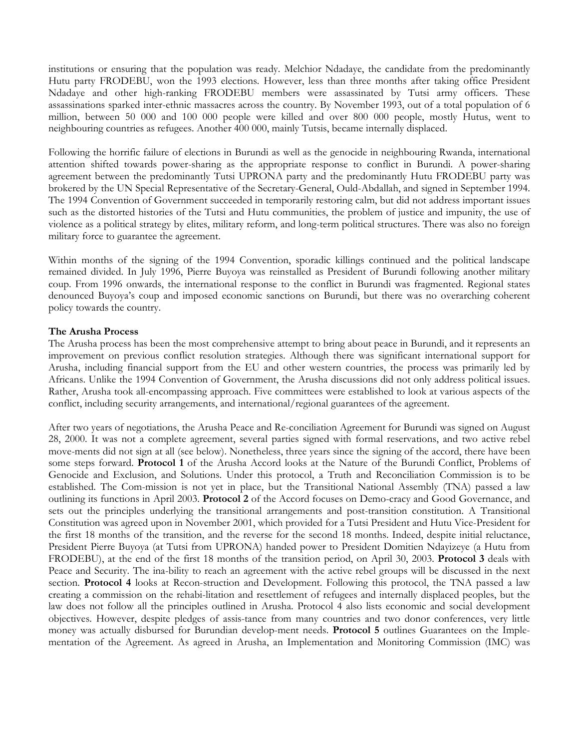institutions or ensuring that the population was ready. Melchior Ndadaye, the candidate from the predominantly Hutu party FRODEBU, won the 1993 elections. However, less than three months after taking office President Ndadaye and other high-ranking FRODEBU members were assassinated by Tutsi army officers. These assassinations sparked inter-ethnic massacres across the country. By November 1993, out of a total population of 6 million, between 50 000 and 100 000 people were killed and over 800 000 people, mostly Hutus, went to neighbouring countries as refugees. Another 400 000, mainly Tutsis, became internally displaced.

Following the horrific failure of elections in Burundi as well as the genocide in neighbouring Rwanda, international attention shifted towards power-sharing as the appropriate response to conflict in Burundi. A power-sharing agreement between the predominantly Tutsi UPRONA party and the predominantly Hutu FRODEBU party was brokered by the UN Special Representative of the Secretary-General, Ould-Abdallah, and signed in September 1994. The 1994 Convention of Government succeeded in temporarily restoring calm, but did not address important issues such as the distorted histories of the Tutsi and Hutu communities, the problem of justice and impunity, the use of violence as a political strategy by elites, military reform, and long-term political structures. There was also no foreign military force to guarantee the agreement.

Within months of the signing of the 1994 Convention, sporadic killings continued and the political landscape remained divided. In July 1996, Pierre Buyoya was reinstalled as President of Burundi following another military coup. From 1996 onwards, the international response to the conflict in Burundi was fragmented. Regional states denounced Buyoya's coup and imposed economic sanctions on Burundi, but there was no overarching coherent policy towards the country.

**The Arusha Process**

The Arusha process has been the most comprehensive attempt to bring about peace in Burundi, and it represents an improvement on previous conflict resolution strategies. Although there was significant international support for Arusha, including financial support from the EU and other western countries, the process was primarily led by Africans. Unlike the 1994 Convention of Government, the Arusha discussions did not only address political issues. Rather, Arusha took all-encompassing approach. Five committees were established to look at various aspects of the conflict, including security arrangements, and international/regional guarantees of the agreement.

After two years of negotiations, the Arusha Peace and Re-conciliation Agreement for Burundi was signed on August 28, 2000. It was not a complete agreement, several parties signed with formal reservations, and two active rebel move-ments did not sign at all (see below). Nonetheless, three years since the signing of the accord, there have been some steps forward. **Protocol 1** of the Arusha Accord looks at the Nature of the Burundi Conflict, Problems of Genocide and Exclusion, and Solutions. Under this protocol, a Truth and Reconciliation Commission is to be established. The Com-mission is not yet in place, but the Transitional National Assembly (TNA) passed a law outlining its functions in April 2003. **Protocol 2** of the Accord focuses on Demo-cracy and Good Governance, and sets out the principles underlying the transitional arrangements and post-transition constitution. A Transitional Constitution was agreed upon in November 2001, which provided for a Tutsi President and Hutu Vice-President for the first 18 months of the transition, and the reverse for the second 18 months. Indeed, despite initial reluctance, President Pierre Buyoya (at Tutsi from UPRONA) handed power to President Domitien Ndayizeye (a Hutu from FRODEBU), at the end of the first 18 months of the transition period, on April 30, 2003. **Protocol 3** deals with Peace and Security. The ina-bility to reach an agreement with the active rebel groups will be discussed in the next section. **Protocol 4** looks at Recon-struction and Development. Following this protocol, the TNA passed a law creating a commission on the rehabi-litation and resettlement of refugees and internally displaced peoples, but the law does not follow all the principles outlined in Arusha. Protocol 4 also lists economic and social development objectives. However, despite pledges of assis-tance from many countries and two donor conferences, very little money was actually disbursed for Burundian develop-ment needs. **Protocol 5** outlines Guarantees on the Imple-mentation of the Agreement. As agreed in Arusha, an Implementation and Monitoring Commission (IMC) was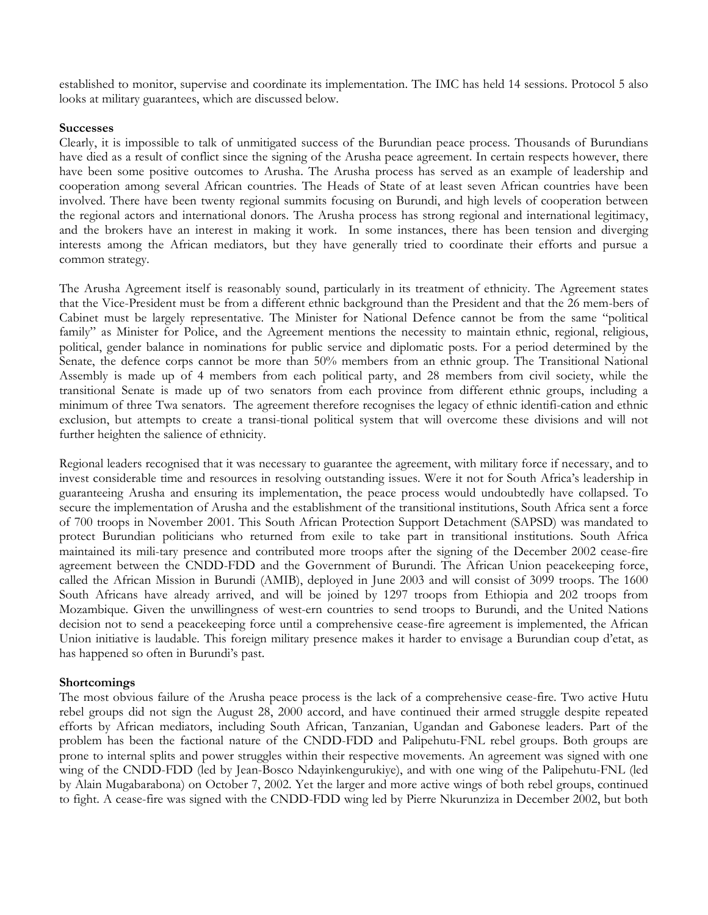established to monitor, supervise and coordinate its implementation. The IMC has held 14 sessions. Protocol 5 also looks at military guarantees, which are discussed below.

**Successes**

Clearly, it is impossible to talk of unmitigated success of the Burundian peace process. Thousands of Burundians have died as a result of conflict since the signing of the Arusha peace agreement. In certain respects however, there have been some positive outcomes to Arusha. The Arusha process has served as an example of leadership and cooperation among several African countries. The Heads of State of at least seven African countries have been involved. There have been twenty regional summits focusing on Burundi, and high levels of cooperation between the regional actors and international donors. The Arusha process has strong regional and international legitimacy, and the brokers have an interest in making it work. In some instances, there has been tension and diverging interests among the African mediators, but they have generally tried to coordinate their efforts and pursue a common strategy.

The Arusha Agreement itself is reasonably sound, particularly in its treatment of ethnicity. The Agreement states that the Vice-President must be from a different ethnic background than the President and that the 26 mem-bers of Cabinet must be largely representative. The Minister for National Defence cannot be from the same "political family" as Minister for Police, and the Agreement mentions the necessity to maintain ethnic, regional, religious, political, gender balance in nominations for public service and diplomatic posts. For a period determined by the Senate, the defence corps cannot be more than 50% members from an ethnic group. The Transitional National Assembly is made up of 4 members from each political party, and 28 members from civil society, while the transitional Senate is made up of two senators from each province from different ethnic groups, including a minimum of three Twa senators. The agreement therefore recognises the legacy of ethnic identifi-cation and ethnic exclusion, but attempts to create a transi-tional political system that will overcome these divisions and will not further heighten the salience of ethnicity.

Regional leaders recognised that it was necessary to guarantee the agreement, with military force if necessary, and to invest considerable time and resources in resolving outstanding issues. Were it not for South Africa's leadership in guaranteeing Arusha and ensuring its implementation, the peace process would undoubtedly have collapsed. To secure the implementation of Arusha and the establishment of the transitional institutions, South Africa sent a force of 700 troops in November 2001. This South African Protection Support Detachment (SAPSD) was mandated to protect Burundian politicians who returned from exile to take part in transitional institutions. South Africa maintained its mili-tary presence and contributed more troops after the signing of the December 2002 cease-fire agreement between the CNDD-FDD and the Government of Burundi. The African Union peacekeeping force, called the African Mission in Burundi (AMIB), deployed in June 2003 and will consist of 3099 troops. The 1600 South Africans have already arrived, and will be joined by 1297 troops from Ethiopia and 202 troops from Mozambique. Given the unwillingness of west-ern countries to send troops to Burundi, and the United Nations decision not to send a peacekeeping force until a comprehensive cease-fire agreement is implemented, the African Union initiative is laudable. This foreign military presence makes it harder to envisage a Burundian coup d'etat, as has happened so often in Burundi's past.

**Shortcomings**

The most obvious failure of the Arusha peace process is the lack of a comprehensive cease-fire. Two active Hutu rebel groups did not sign the August 28, 2000 accord, and have continued their armed struggle despite repeated efforts by African mediators, including South African, Tanzanian, Ugandan and Gabonese leaders. Part of the problem has been the factional nature of the CNDD-FDD and Palipehutu-FNL rebel groups. Both groups are prone to internal splits and power struggles within their respective movements. An agreement was signed with one wing of the CNDD-FDD (led by Jean-Bosco Ndayinkengurukiye), and with one wing of the Palipehutu-FNL (led by Alain Mugabarabona) on October 7, 2002. Yet the larger and more active wings of both rebel groups, continued to fight. A cease-fire was signed with the CNDD-FDD wing led by Pierre Nkurunziza in December 2002, but both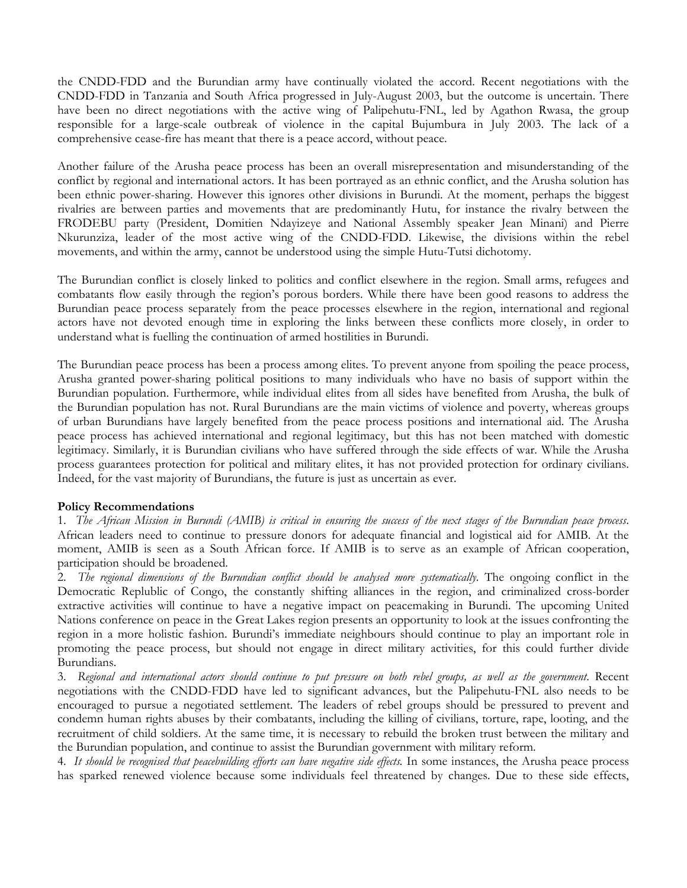the CNDD-FDD and the Burundian army have continually violated the accord. Recent negotiations with the CNDD-FDD in Tanzania and South Africa progressed in July-August 2003, but the outcome is uncertain. There have been no direct negotiations with the active wing of Palipehutu-FNL, led by Agathon Rwasa, the group responsible for a large-scale outbreak of violence in the capital Bujumbura in July 2003. The lack of a comprehensive cease-fire has meant that there is a peace accord, without peace.

Another failure of the Arusha peace process has been an overall misrepresentation and misunderstanding of the conflict by regional and international actors. It has been portrayed as an ethnic conflict, and the Arusha solution has been ethnic power-sharing. However this ignores other divisions in Burundi. At the moment, perhaps the biggest rivalries are between parties and movements that are predominantly Hutu, for instance the rivalry between the FRODEBU party (President, Domitien Ndayizeye and National Assembly speaker Jean Minani) and Pierre Nkurunziza, leader of the most active wing of the CNDD-FDD. Likewise, the divisions within the rebel movements, and within the army, cannot be understood using the simple Hutu-Tutsi dichotomy.

The Burundian conflict is closely linked to politics and conflict elsewhere in the region. Small arms, refugees and combatants flow easily through the region's porous borders. While there have been good reasons to address the Burundian peace process separately from the peace processes elsewhere in the region, international and regional actors have not devoted enough time in exploring the links between these conflicts more closely, in order to understand what is fuelling the continuation of armed hostilities in Burundi.

The Burundian peace process has been a process among elites. To prevent anyone from spoiling the peace process, Arusha granted power-sharing political positions to many individuals who have no basis of support within the Burundian population. Furthermore, while individual elites from all sides have benefited from Arusha, the bulk of the Burundian population has not. Rural Burundians are the main victims of violence and poverty, whereas groups of urban Burundians have largely benefited from the peace process positions and international aid. The Arusha peace process has achieved international and regional legitimacy, but this has not been matched with domestic legitimacy. Similarly, it is Burundian civilians who have suffered through the side effects of war. While the Arusha process guarantees protection for political and military elites, it has not provided protection for ordinary civilians. Indeed, for the vast majority of Burundians, the future is just as uncertain as ever.

**Policy Recommendations**

1. *The African Mission in Burundi (AMIB) is critical in ensuring the success of the next stages of the Burundian peace process.* African leaders need to continue to pressure donors for adequate financial and logistical aid for AMIB. At the moment, AMIB is seen as a South African force. If AMIB is to serve as an example of African cooperation, participation should be broadened.
2. *The regional dimensions of the Burundian conflict should be analysed more systematically.* The ongoing conflict in the Democratic Replublic of Congo, the constantly shifting alliances in the region, and criminalized cross-border extractive activities will continue to have a negative impact on peacemaking in Burundi. The upcoming United Nations conference on peace in the Great Lakes region presents an opportunity to look at the issues confronting the region in a more holistic fashion. Burundi's immediate neighbours should continue to play an important role in promoting the peace process, but should not engage in direct military activities, for this could further divide Burundians.
3. *Regional and international actors should continue to put pressure on both rebel groups, as well as the government.* Recent negotiations with the CNDD-FDD have led to significant advances, but the Palipehutu-FNL also needs to be encouraged to pursue a negotiated settlement. The leaders of rebel groups should be pressured to prevent and condemn human rights abuses by their combatants, including the killing of civilians, torture, rape, looting, and the recruitment of child soldiers. At the same time, it is necessary to rebuild the broken trust between the military and the Burundian population, and continue to assist the Burundian government with military reform.
4. *It should be recognised that peacebuilding efforts can have negative side effects.* In some instances, the Arusha peace process has sparked renewed violence because some individuals feel threatened by changes. Due to these side effects,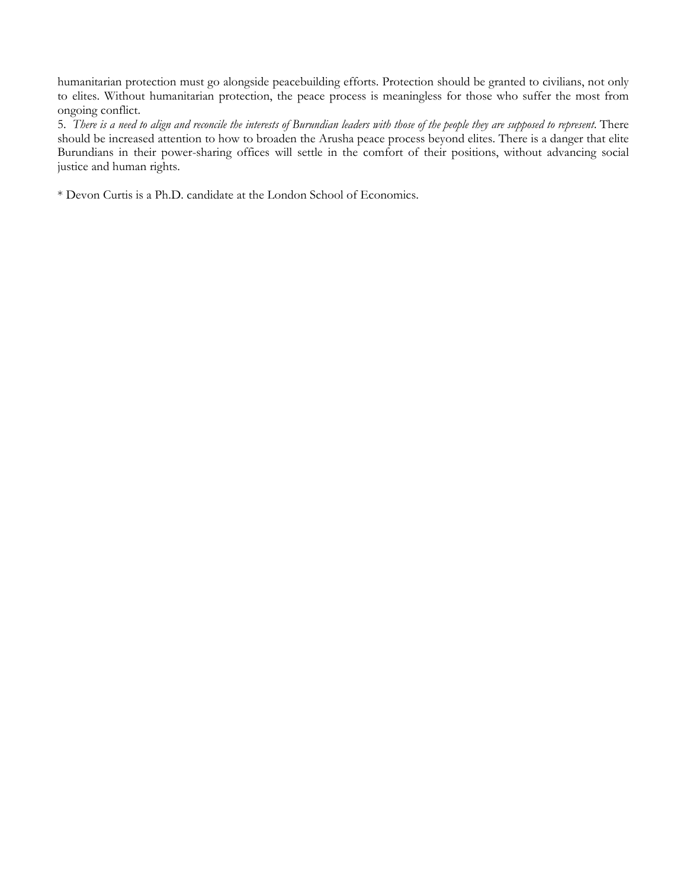humanitarian protection must go alongside peacebuilding efforts. Protection should be granted to civilians, not only to elites. Without humanitarian protection, the peace process is meaningless for those who suffer the most from ongoing conflict.

5. *There is a need to align and reconcile the interests of Burundian leaders with those of the people they are supposed to represent.* There should be increased attention to how to broaden the Arusha peace process beyond elites. There is a danger that elite Burundians in their power-sharing offices will settle in the comfort of their positions, without advancing social justice and human rights.

* Devon Curtis is a Ph.D. candidate at the London School of Economics.